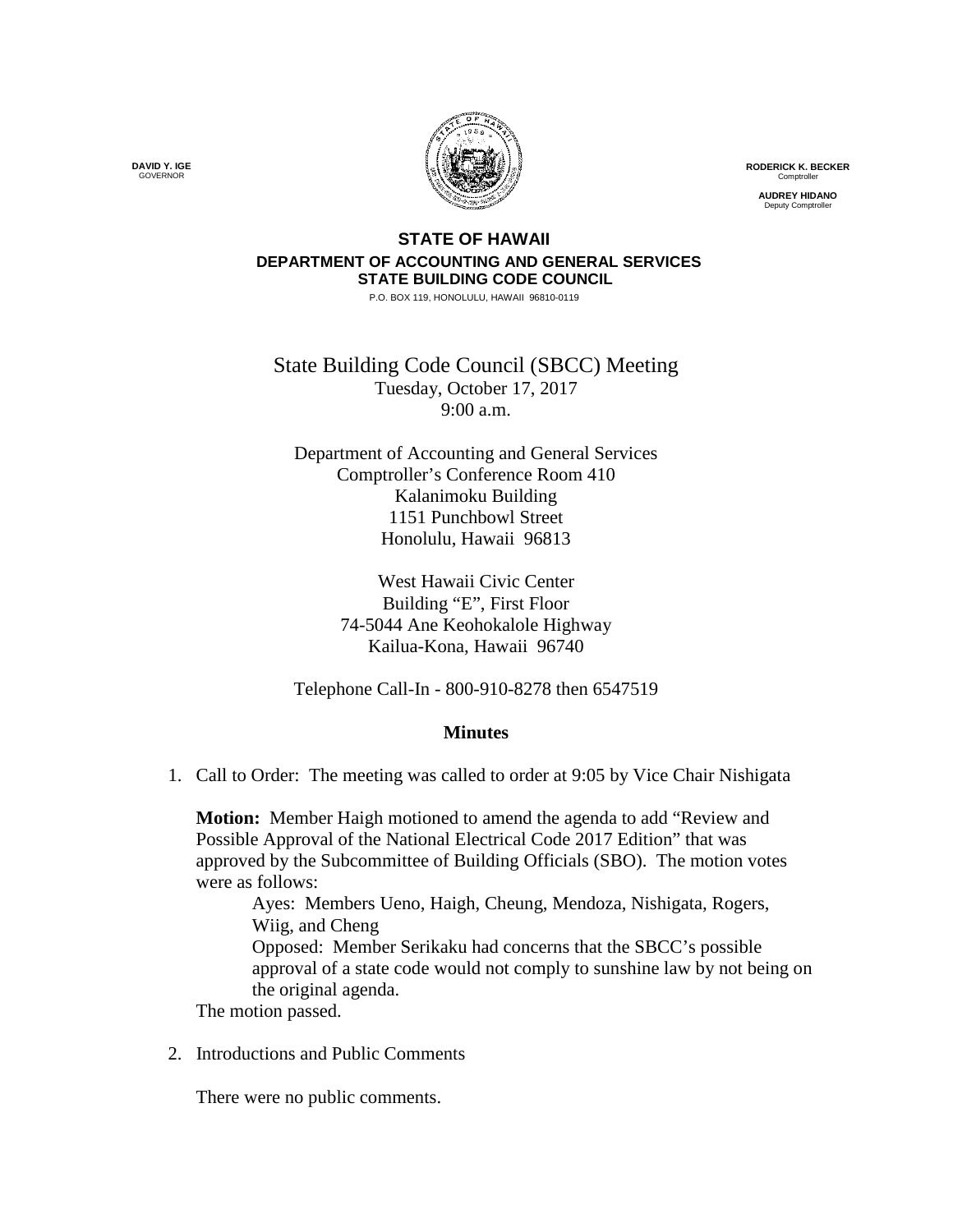**DAVID Y. IGE**
GOVERNOR

**RODERICK K. BECKER**
Comptroller

**AUDREY HIDANO**
Deputy Comptroller

**STATE OF HAWAII**
**DEPARTMENT OF ACCOUNTING AND GENERAL SERVICES**
**STATE BUILDING CODE COUNCIL**
P.O. BOX 119, HONOLULU, HAWAII 96810-0119

State Building Code Council (SBCC) Meeting
Tuesday, October 17, 2017
9:00 a.m.

Department of Accounting and General Services
Comptroller's Conference Room 410
Kalanimoku Building
1151 Punchbowl Street
Honolulu, Hawaii 96813

West Hawaii Civic Center
Building "E", First Floor
74-5044 Ane Keohokalole Highway
Kailua-Kona, Hawaii 96740

Telephone Call-In - 800-910-8278 then 6547519

## Minutes

1. Call to Order: The meeting was called to order at 9:05 by Vice Chair Nishigata

   **Motion:** Member Haigh motioned to amend the agenda to add "Review and Possible Approval of the National Electrical Code 2017 Edition" that was approved by the Subcommittee of Building Officials (SBO). The motion votes were as follows:

   Ayes: Members Ueno, Haigh, Cheung, Mendoza, Nishigata, Rogers, Wiig, and Cheng

   Opposed: Member Serikaku had concerns that the SBCC's possible approval of a state code would not comply to sunshine law by not being on the original agenda.

   The motion passed.

2. Introductions and Public Comments

   There were no public comments.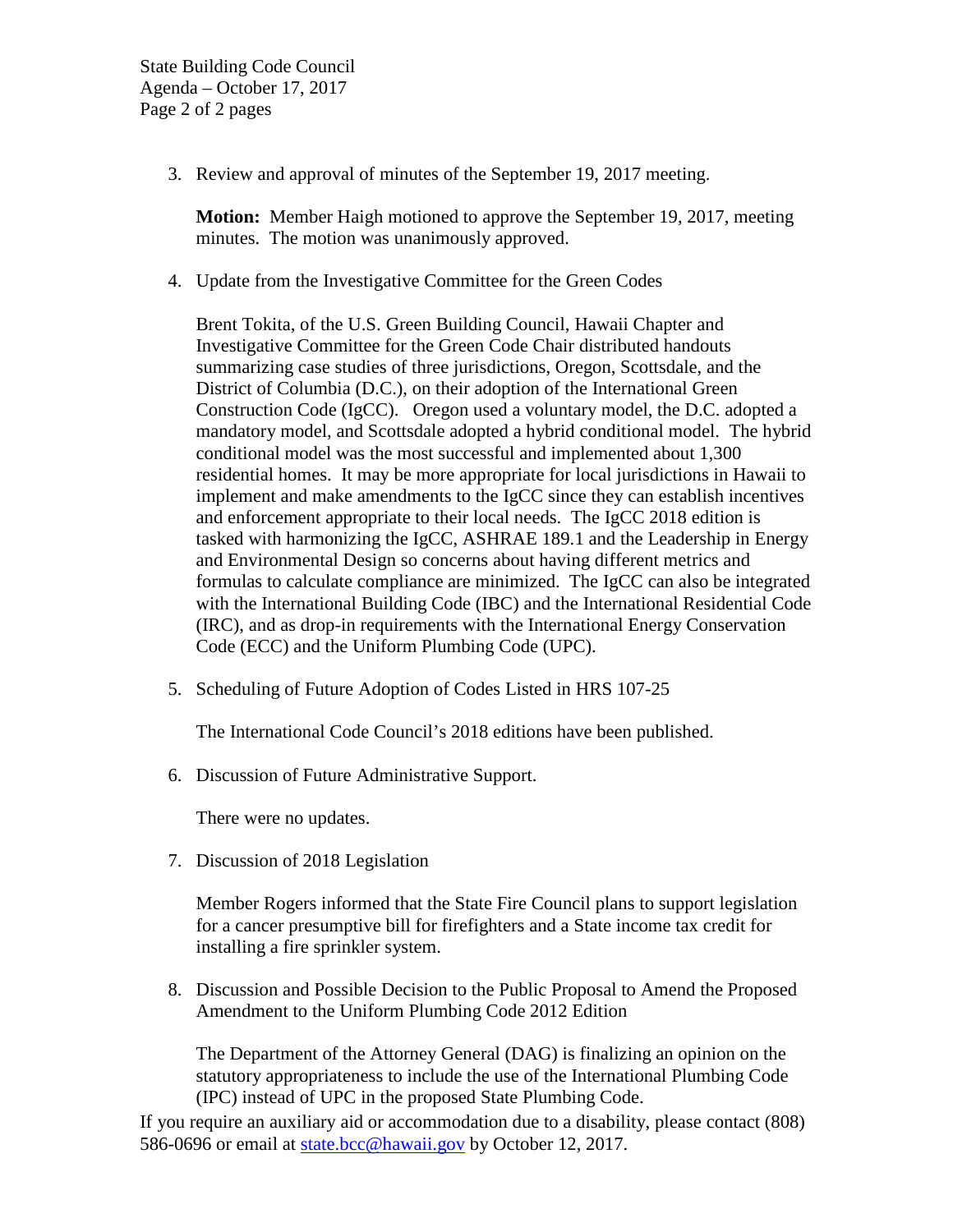3. Review and approval of minutes of the September 19, 2017 meeting.

   **Motion:** Member Haigh motioned to approve the September 19, 2017, meeting minutes. The motion was unanimously approved.

4. Update from the Investigative Committee for the Green Codes

   Brent Tokita, of the U.S. Green Building Council, Hawaii Chapter and Investigative Committee for the Green Code Chair distributed handouts summarizing case studies of three jurisdictions, Oregon, Scottsdale, and the District of Columbia (D.C.), on their adoption of the International Green Construction Code (IgCC). Oregon used a voluntary model, the D.C. adopted a mandatory model, and Scottsdale adopted a hybrid conditional model. The hybrid conditional model was the most successful and implemented about 1,300 residential homes. It may be more appropriate for local jurisdictions in Hawaii to implement and make amendments to the IgCC since they can establish incentives and enforcement appropriate to their local needs. The IgCC 2018 edition is tasked with harmonizing the IgCC, ASHRAE 189.1 and the Leadership in Energy and Environmental Design so concerns about having different metrics and formulas to calculate compliance are minimized. The IgCC can also be integrated with the International Building Code (IBC) and the International Residential Code (IRC), and as drop-in requirements with the International Energy Conservation Code (ECC) and the Uniform Plumbing Code (UPC).

5. Scheduling of Future Adoption of Codes Listed in HRS 107-25

   The International Code Council's 2018 editions have been published.

6. Discussion of Future Administrative Support.

   There were no updates.

7. Discussion of 2018 Legislation

   Member Rogers informed that the State Fire Council plans to support legislation for a cancer presumptive bill for firefighters and a State income tax credit for installing a fire sprinkler system.

8. Discussion and Possible Decision to the Public Proposal to Amend the Proposed Amendment to the Uniform Plumbing Code 2012 Edition

   The Department of the Attorney General (DAG) is finalizing an opinion on the statutory appropriateness to include the use of the International Plumbing Code (IPC) instead of UPC in the proposed State Plumbing Code.

If you require an auxiliary aid or accommodation due to a disability, please contact (808) 586-0696 or email at state.bcc@hawaii.gov by October 12, 2017.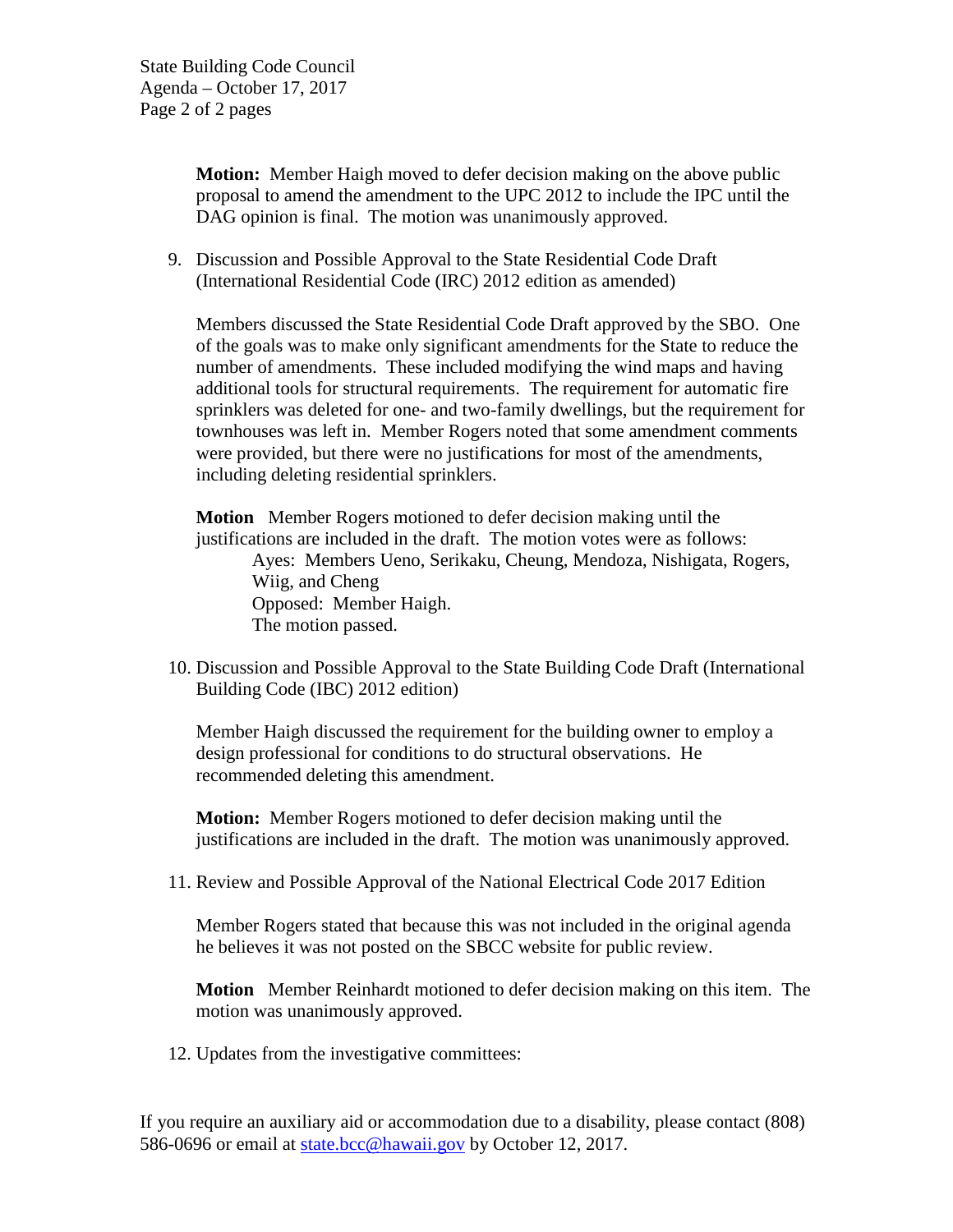**Motion:** Member Haigh moved to defer decision making on the above public proposal to amend the amendment to the UPC 2012 to include the IPC until the DAG opinion is final. The motion was unanimously approved.

9. Discussion and Possible Approval to the State Residential Code Draft (International Residential Code (IRC) 2012 edition as amended)

   Members discussed the State Residential Code Draft approved by the SBO. One of the goals was to make only significant amendments for the State to reduce the number of amendments. These included modifying the wind maps and having additional tools for structural requirements. The requirement for automatic fire sprinklers was deleted for one- and two-family dwellings, but the requirement for townhouses was left in. Member Rogers noted that some amendment comments were provided, but there were no justifications for most of the amendments, including deleting residential sprinklers.

   **Motion** Member Rogers motioned to defer decision making until the justifications are included in the draft. The motion votes were as follows:

   Ayes: Members Ueno, Serikaku, Cheung, Mendoza, Nishigata, Rogers, Wiig, and Cheng
   Opposed: Member Haigh.
   The motion passed.

10. Discussion and Possible Approval to the State Building Code Draft (International Building Code (IBC) 2012 edition)

    Member Haigh discussed the requirement for the building owner to employ a design professional for conditions to do structural observations. He recommended deleting this amendment.

    **Motion:** Member Rogers motioned to defer decision making until the justifications are included in the draft. The motion was unanimously approved.

11. Review and Possible Approval of the National Electrical Code 2017 Edition

    Member Rogers stated that because this was not included in the original agenda he believes it was not posted on the SBCC website for public review.

    **Motion** Member Reinhardt motioned to defer decision making on this item. The motion was unanimously approved.

12. Updates from the investigative committees:

If you require an auxiliary aid or accommodation due to a disability, please contact (808) 586-0696 or email at state.bcc@hawaii.gov by October 12, 2017.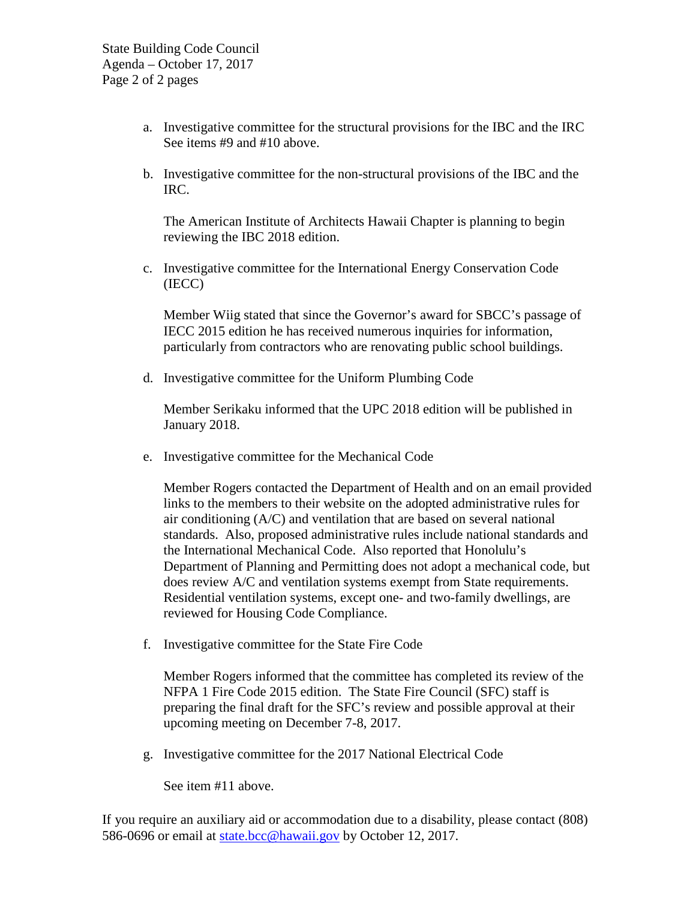a. Investigative committee for the structural provisions for the IBC and the IRC See items #9 and #10 above.

b. Investigative committee for the non-structural provisions of the IBC and the IRC.

   The American Institute of Architects Hawaii Chapter is planning to begin reviewing the IBC 2018 edition.

c. Investigative committee for the International Energy Conservation Code (IECC)

   Member Wiig stated that since the Governor's award for SBCC's passage of IECC 2015 edition he has received numerous inquiries for information, particularly from contractors who are renovating public school buildings.

d. Investigative committee for the Uniform Plumbing Code

   Member Serikaku informed that the UPC 2018 edition will be published in January 2018.

e. Investigative committee for the Mechanical Code

   Member Rogers contacted the Department of Health and on an email provided links to the members to their website on the adopted administrative rules for air conditioning (A/C) and ventilation that are based on several national standards. Also, proposed administrative rules include national standards and the International Mechanical Code. Also reported that Honolulu's Department of Planning and Permitting does not adopt a mechanical code, but does review A/C and ventilation systems exempt from State requirements. Residential ventilation systems, except one- and two-family dwellings, are reviewed for Housing Code Compliance.

f. Investigative committee for the State Fire Code

   Member Rogers informed that the committee has completed its review of the NFPA 1 Fire Code 2015 edition. The State Fire Council (SFC) staff is preparing the final draft for the SFC's review and possible approval at their upcoming meeting on December 7-8, 2017.

g. Investigative committee for the 2017 National Electrical Code

   See item #11 above.

If you require an auxiliary aid or accommodation due to a disability, please contact (808) 586-0696 or email at state.bcc@hawaii.gov by October 12, 2017.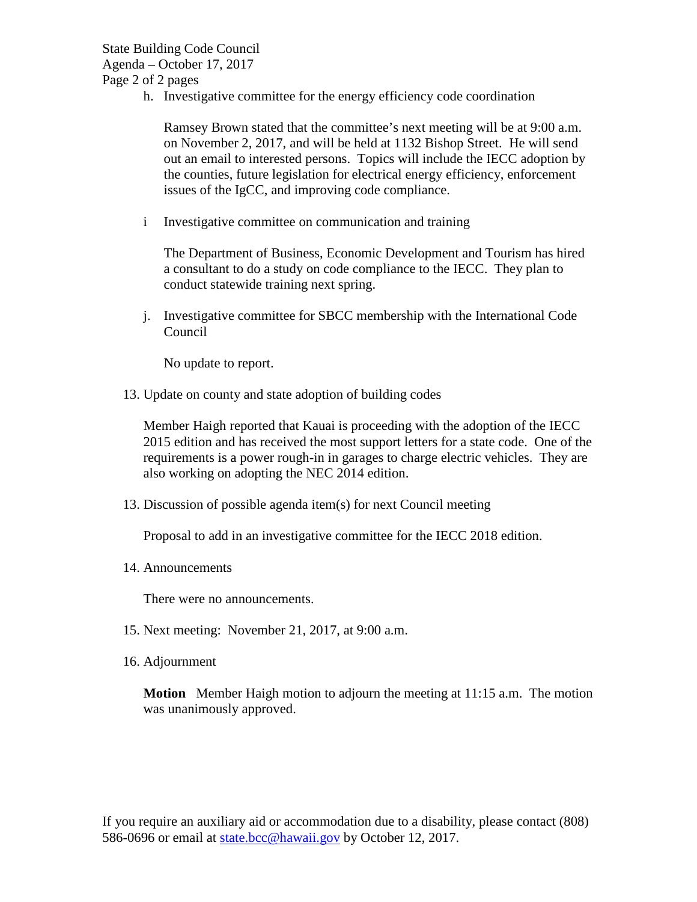h. Investigative committee for the energy efficiency code coordination

   Ramsey Brown stated that the committee's next meeting will be at 9:00 a.m. on November 2, 2017, and will be held at 1132 Bishop Street. He will send out an email to interested persons. Topics will include the IECC adoption by the counties, future legislation for electrical energy efficiency, enforcement issues of the IgCC, and improving code compliance.

i Investigative committee on communication and training

   The Department of Business, Economic Development and Tourism has hired a consultant to do a study on code compliance to the IECC. They plan to conduct statewide training next spring.

j. Investigative committee for SBCC membership with the International Code Council

   No update to report.

13. Update on county and state adoption of building codes

    Member Haigh reported that Kauai is proceeding with the adoption of the IECC 2015 edition and has received the most support letters for a state code. One of the requirements is a power rough-in in garages to charge electric vehicles. They are also working on adopting the NEC 2014 edition.

13. Discussion of possible agenda item(s) for next Council meeting

    Proposal to add in an investigative committee for the IECC 2018 edition.

14. Announcements

    There were no announcements.

15. Next meeting: November 21, 2017, at 9:00 a.m.

16. Adjournment

    **Motion** Member Haigh motion to adjourn the meeting at 11:15 a.m. The motion was unanimously approved.

If you require an auxiliary aid or accommodation due to a disability, please contact (808) 586-0696 or email at state.bcc@hawaii.gov by October 12, 2017.